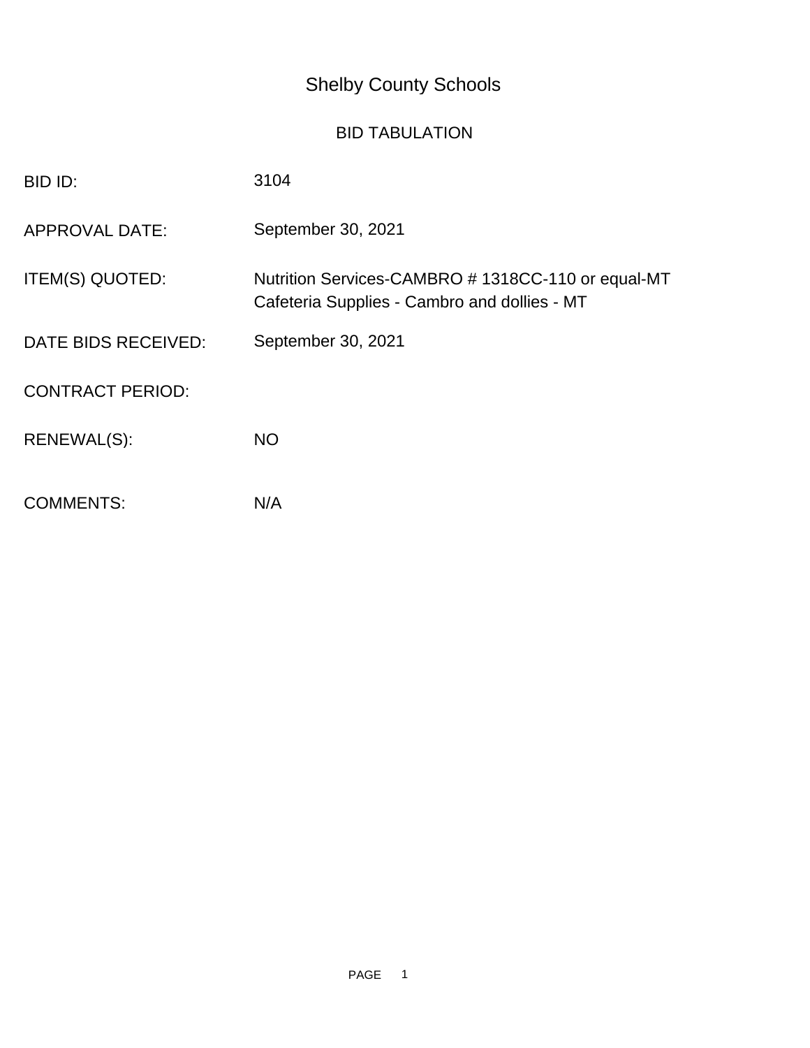# Shelby County Schools

## BID TABULATION

| | |
|---|---|
| BID ID: | 3104 |
| APPROVAL DATE: | September 30, 2021 |
| ITEM(S) QUOTED: | Nutrition Services-CAMBRO # 1318CC-110 or equal-MT<br>Cafeteria Supplies - Cambro and dollies - MT |
| DATE BIDS RECEIVED: | September 30, 2021 |
| CONTRACT PERIOD: | |
| RENEWAL(S): | NO |
| COMMENTS: | N/A |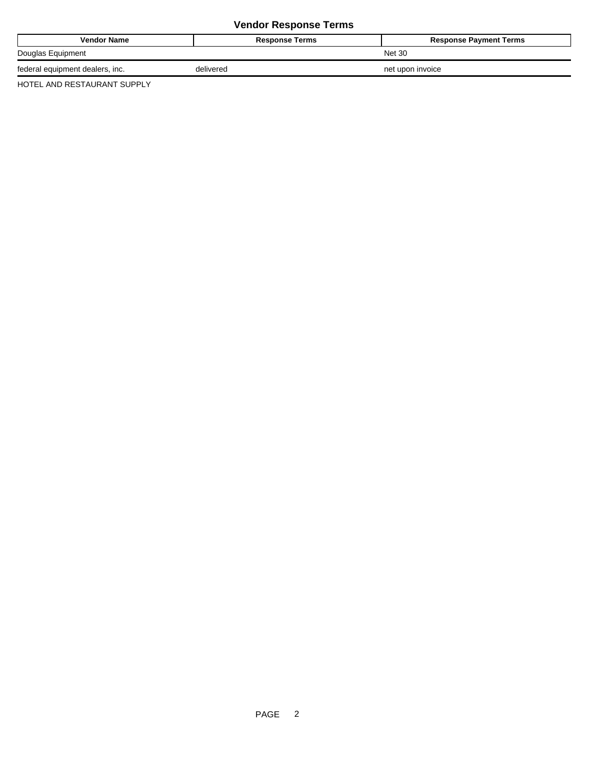## Vendor Response Terms

| Vendor Name | Response Terms | Response Payment Terms |
|---|---|---|
| Douglas Equipment | | Net 30 |
| federal equipment dealers, inc. | delivered | net upon invoice |
| HOTEL AND RESTAURANT SUPPLY | | |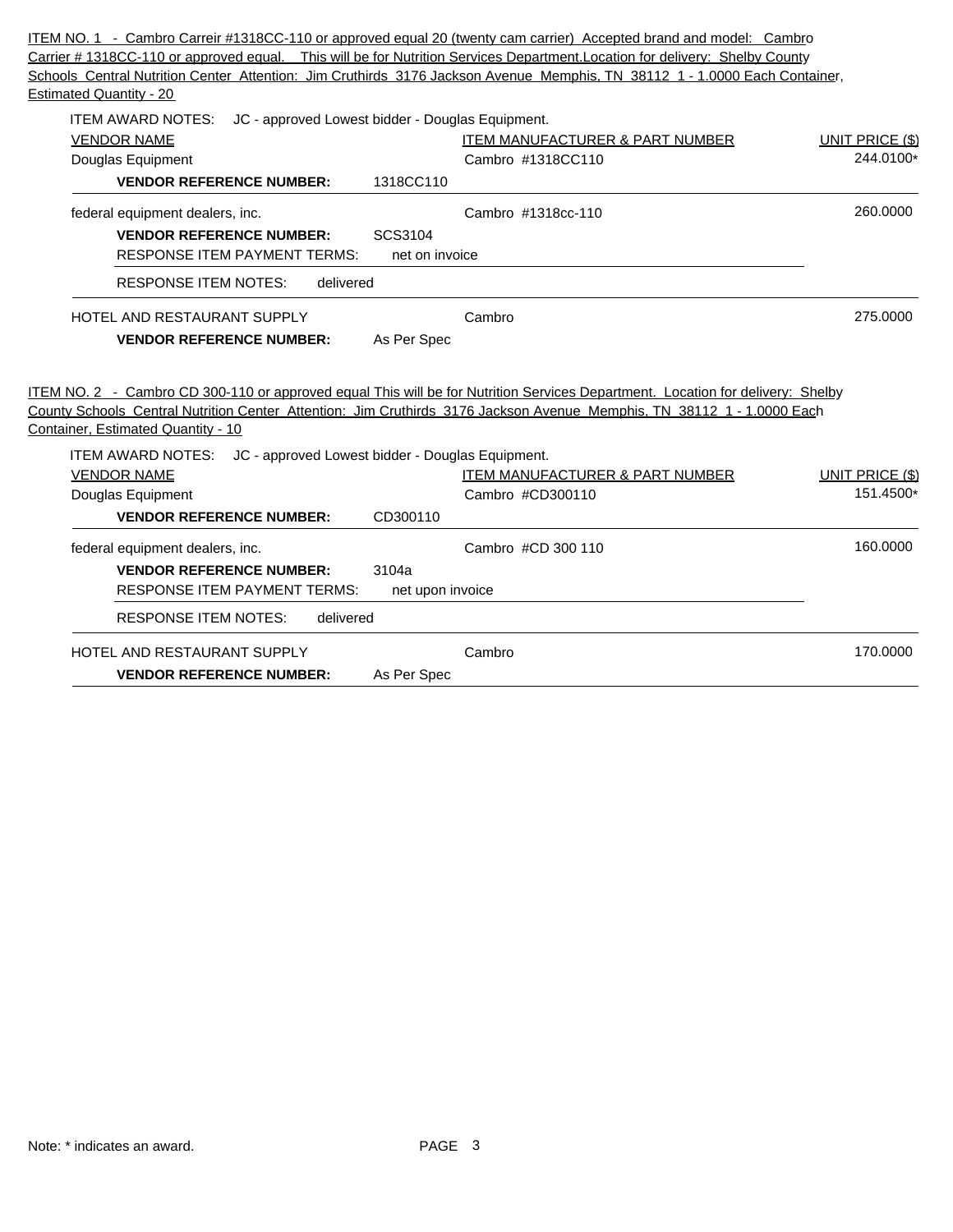ITEM NO. 1 - Cambro Carreir #1318CC-110 or approved equal 20 (twenty cam carrier) Accepted brand and model: Cambro Carrier # 1318CC-110 or approved equal. This will be for Nutrition Services Department.Location for delivery: Shelby County Schools Central Nutrition Center Attention: Jim Cruthirds 3176 Jackson Avenue Memphis, TN 38112 1 - 1.0000 Each Container, Estimated Quantity - 20

ITEM AWARD NOTES: JC - approved Lowest bidder - Douglas Equipment.

| VENDOR NAME | ITEM MANUFACTURER & PART NUMBER | UNIT PRICE ($) |
|---|---|---|
| Douglas Equipment<br>**VENDOR REFERENCE NUMBER:** 1318CC110 | Cambro #1318CC110 | 244.0100* |
| federal equipment dealers, inc.<br>**VENDOR REFERENCE NUMBER:** SCS3104<br>RESPONSE ITEM PAYMENT TERMS: net on invoice<br>RESPONSE ITEM NOTES: delivered | Cambro #1318cc-110 | 260.0000 |
| HOTEL AND RESTAURANT SUPPLY<br>**VENDOR REFERENCE NUMBER:** As Per Spec | Cambro | 275.0000 |

ITEM NO. 2 - Cambro CD 300-110 or approved equal This will be for Nutrition Services Department. Location for delivery: Shelby County Schools Central Nutrition Center Attention: Jim Cruthirds 3176 Jackson Avenue Memphis, TN 38112 1 - 1.0000 Each Container, Estimated Quantity - 10

ITEM AWARD NOTES: JC - approved Lowest bidder - Douglas Equipment.

| VENDOR NAME | ITEM MANUFACTURER & PART NUMBER | UNIT PRICE ($) |
|---|---|---|
| Douglas Equipment<br>**VENDOR REFERENCE NUMBER:** CD300110 | Cambro #CD300110 | 151.4500* |
| federal equipment dealers, inc.<br>**VENDOR REFERENCE NUMBER:** 3104a<br>RESPONSE ITEM PAYMENT TERMS: net upon invoice<br>RESPONSE ITEM NOTES: delivered | Cambro #CD 300 110 | 160.0000 |
| HOTEL AND RESTAURANT SUPPLY<br>**VENDOR REFERENCE NUMBER:** As Per Spec | Cambro | 170.0000 |

Note: * indicates an award.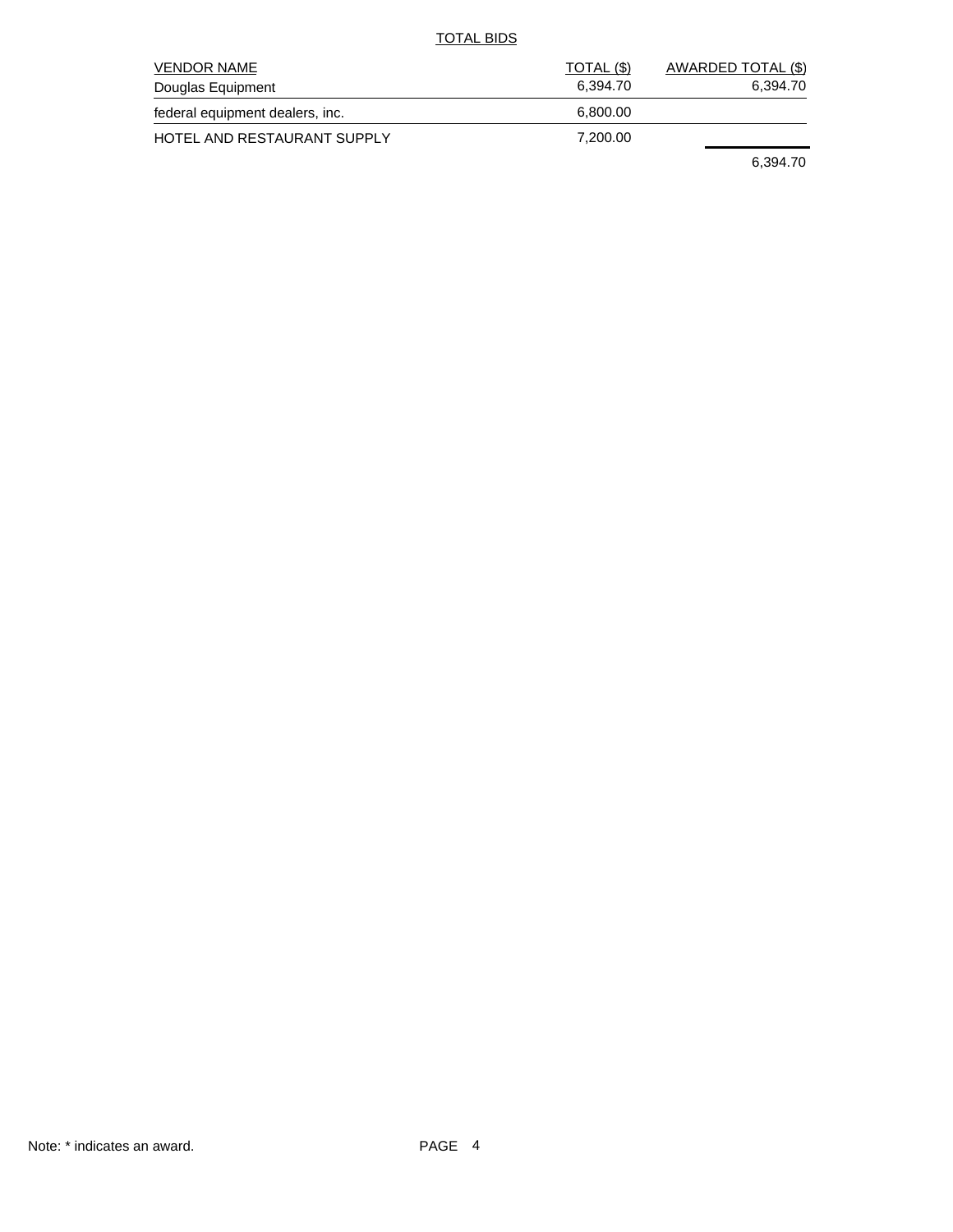TOTAL BIDS

| VENDOR NAME | TOTAL ($) | AWARDED TOTAL ($) |
| --- | --- | --- |
| Douglas Equipment | 6,394.70 | 6,394.70 |
| federal equipment dealers, inc. | 6,800.00 | |
| HOTEL AND RESTAURANT SUPPLY | 7,200.00 | |
| | | 6,394.70 |

Note: * indicates an award.